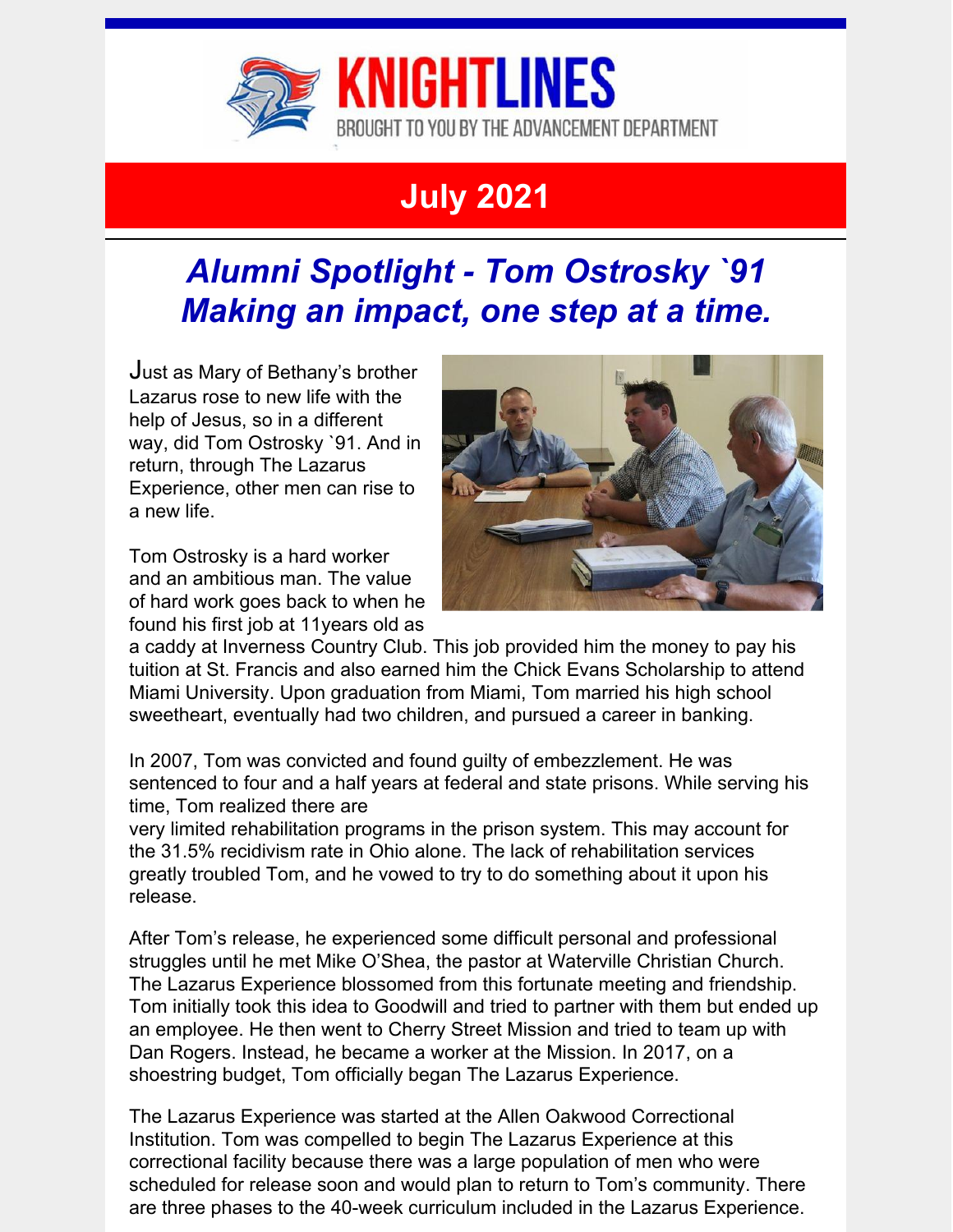# KNIGHTLINES

BROUGHT TO YOU BY THE ADVANCEMENT DEPARTMENT

## July 2021

## *Alumni Spotlight - Tom Ostrosky `91*
## *Making an impact, one step at a time.*

Just as Mary of Bethany's brother Lazarus rose to new life with the help of Jesus, so in a different way, did Tom Ostrosky `91. And in return, through The Lazarus Experience, other men can rise to a new life.

Tom Ostrosky is a hard worker and an ambitious man. The value of hard work goes back to when he found his first job at 11years old as a caddy at Inverness Country Club. This job provided him the money to pay his tuition at St. Francis and also earned him the Chick Evans Scholarship to attend Miami University. Upon graduation from Miami, Tom married his high school sweetheart, eventually had two children, and pursued a career in banking.

In 2007, Tom was convicted and found guilty of embezzlement. He was sentenced to four and a half years at federal and state prisons. While serving his time, Tom realized there are very limited rehabilitation programs in the prison system. This may account for the 31.5% recidivism rate in Ohio alone. The lack of rehabilitation services greatly troubled Tom, and he vowed to try to do something about it upon his release.

After Tom's release, he experienced some difficult personal and professional struggles until he met Mike O'Shea, the pastor at Waterville Christian Church. The Lazarus Experience blossomed from this fortunate meeting and friendship. Tom initially took this idea to Goodwill and tried to partner with them but ended up an employee. He then went to Cherry Street Mission and tried to team up with Dan Rogers. Instead, he became a worker at the Mission. In 2017, on a shoestring budget, Tom officially began The Lazarus Experience.

The Lazarus Experience was started at the Allen Oakwood Correctional Institution. Tom was compelled to begin The Lazarus Experience at this correctional facility because there was a large population of men who were scheduled for release soon and would plan to return to Tom's community. There are three phases to the 40-week curriculum included in the Lazarus Experience.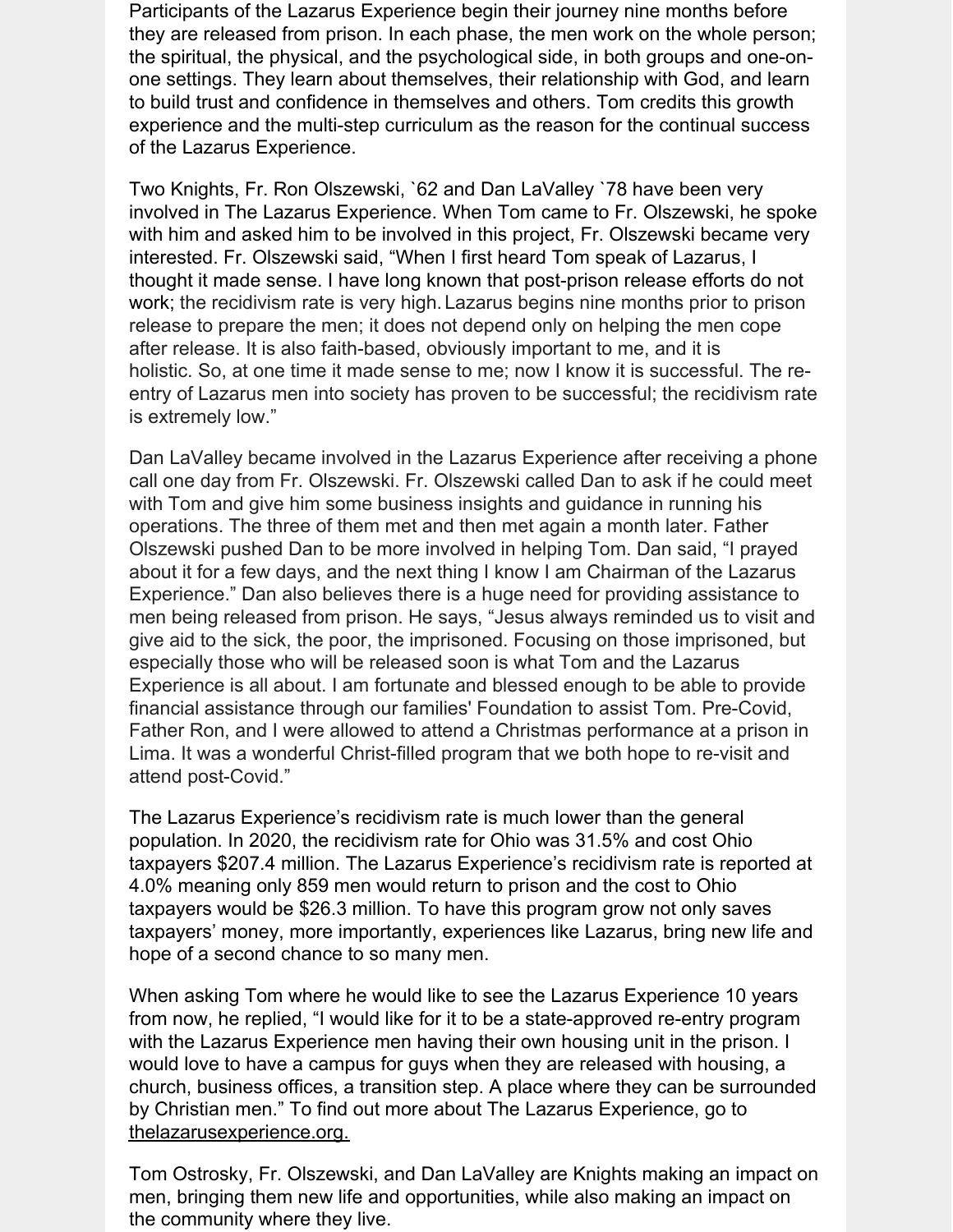Participants of the Lazarus Experience begin their journey nine months before they are released from prison. In each phase, the men work on the whole person; the spiritual, the physical, and the psychological side, in both groups and one-on-one settings. They learn about themselves, their relationship with God, and learn to build trust and confidence in themselves and others. Tom credits this growth experience and the multi-step curriculum as the reason for the continual success of the Lazarus Experience.

Two Knights, Fr. Ron Olszewski, `62 and Dan LaValley `78 have been very involved in The Lazarus Experience. When Tom came to Fr. Olszewski, he spoke with him and asked him to be involved in this project, Fr. Olszewski became very interested. Fr. Olszewski said, "When I first heard Tom speak of Lazarus, I thought it made sense. I have long known that post-prison release efforts do not work; the recidivism rate is very high. Lazarus begins nine months prior to prison release to prepare the men; it does not depend only on helping the men cope after release. It is also faith-based, obviously important to me, and it is holistic. So, at one time it made sense to me; now I know it is successful. The re-entry of Lazarus men into society has proven to be successful; the recidivism rate is extremely low."

Dan LaValley became involved in the Lazarus Experience after receiving a phone call one day from Fr. Olszewski. Fr. Olszewski called Dan to ask if he could meet with Tom and give him some business insights and guidance in running his operations. The three of them met and then met again a month later. Father Olszewski pushed Dan to be more involved in helping Tom. Dan said, "I prayed about it for a few days, and the next thing I know I am Chairman of the Lazarus Experience." Dan also believes there is a huge need for providing assistance to men being released from prison. He says, "Jesus always reminded us to visit and give aid to the sick, the poor, the imprisoned. Focusing on those imprisoned, but especially those who will be released soon is what Tom and the Lazarus Experience is all about. I am fortunate and blessed enough to be able to provide financial assistance through our families' Foundation to assist Tom. Pre-Covid, Father Ron, and I were allowed to attend a Christmas performance at a prison in Lima. It was a wonderful Christ-filled program that we both hope to re-visit and attend post-Covid."

The Lazarus Experience's recidivism rate is much lower than the general population. In 2020, the recidivism rate for Ohio was 31.5% and cost Ohio taxpayers $207.4 million. The Lazarus Experience's recidivism rate is reported at 4.0% meaning only 859 men would return to prison and the cost to Ohio taxpayers would be $26.3 million. To have this program grow not only saves taxpayers' money, more importantly, experiences like Lazarus, bring new life and hope of a second chance to so many men.

When asking Tom where he would like to see the Lazarus Experience 10 years from now, he replied, "I would like for it to be a state-approved re-entry program with the Lazarus Experience men having their own housing unit in the prison. I would love to have a campus for guys when they are released with housing, a church, business offices, a transition step. A place where they can be surrounded by Christian men." To find out more about The Lazarus Experience, go to thelazarusexperience.org.

Tom Ostrosky, Fr. Olszewski, and Dan LaValley are Knights making an impact on men, bringing them new life and opportunities, while also making an impact on the community where they live.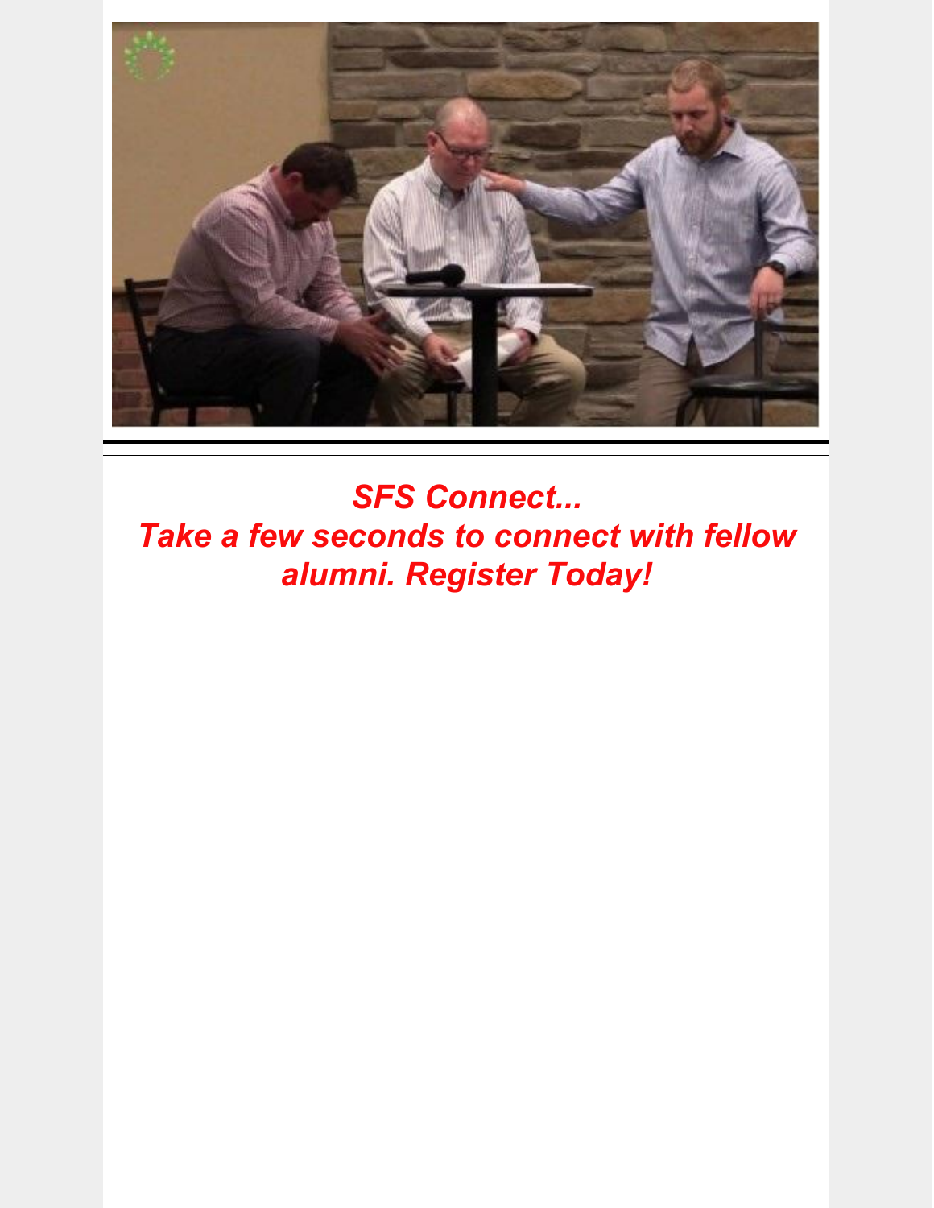***SFS Connect...***
***Take a few seconds to connect with fellow alumni. Register Today!***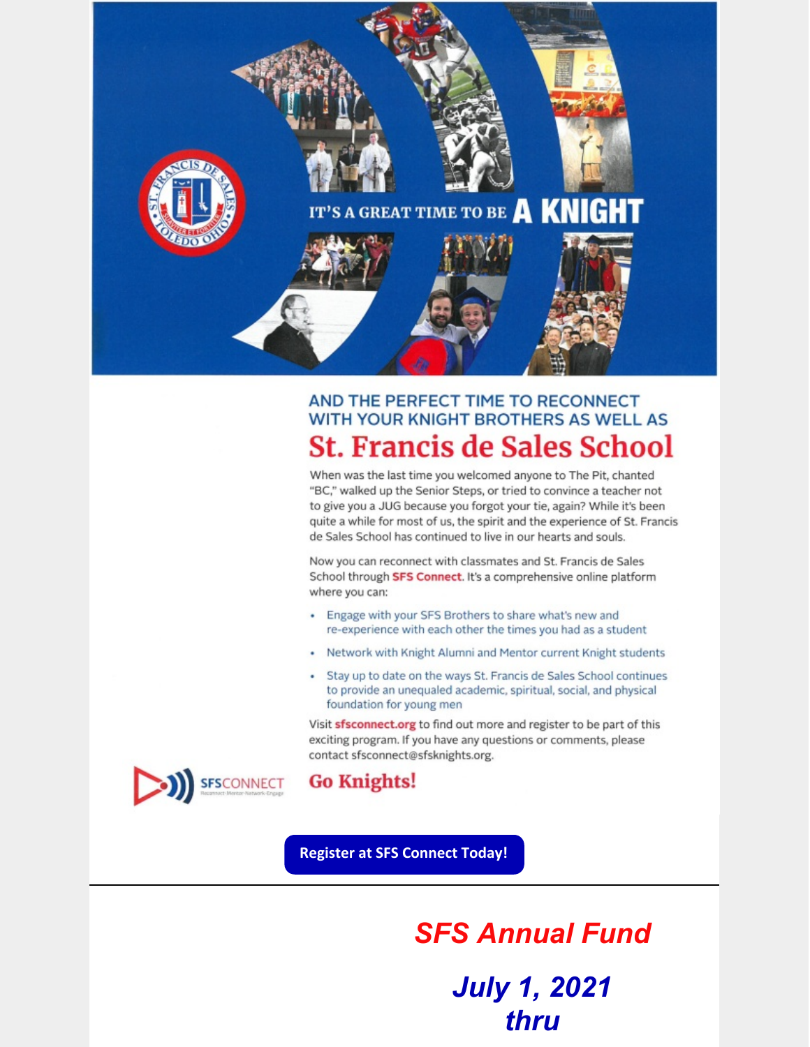IT'S A GREAT TIME TO BE **A KNIGHT**

## AND THE PERFECT TIME TO RECONNECT WITH YOUR KNIGHT BROTHERS AS WELL AS

# St. Francis de Sales School

When was the last time you welcomed anyone to The Pit, chanted "BC," walked up the Senior Steps, or tried to convince a teacher not to give you a JUG because you forgot your tie, again? While it's been quite a while for most of us, the spirit and the experience of St. Francis de Sales School has continued to live in our hearts and souls.

Now you can reconnect with classmates and St. Francis de Sales School through **SFS Connect**. It's a comprehensive online platform where you can:

- Engage with your SFS Brothers to share what's new and re-experience with each other the times you had as a student
- Network with Knight Alumni and Mentor current Knight students
- Stay up to date on the ways St. Francis de Sales School continues to provide an unequaled academic, spiritual, social, and physical foundation for young men

Visit **sfsconnect.org** to find out more and register to be part of this exciting program. If you have any questions or comments, please contact sfsconnect@sfsknights.org.

SFSCONNECT
Reconnect-Mentor-Network-Engage

**Go Knights!**

**Register at SFS Connect Today!**

---

***SFS Annual Fund***

***July 1, 2021***
***thru***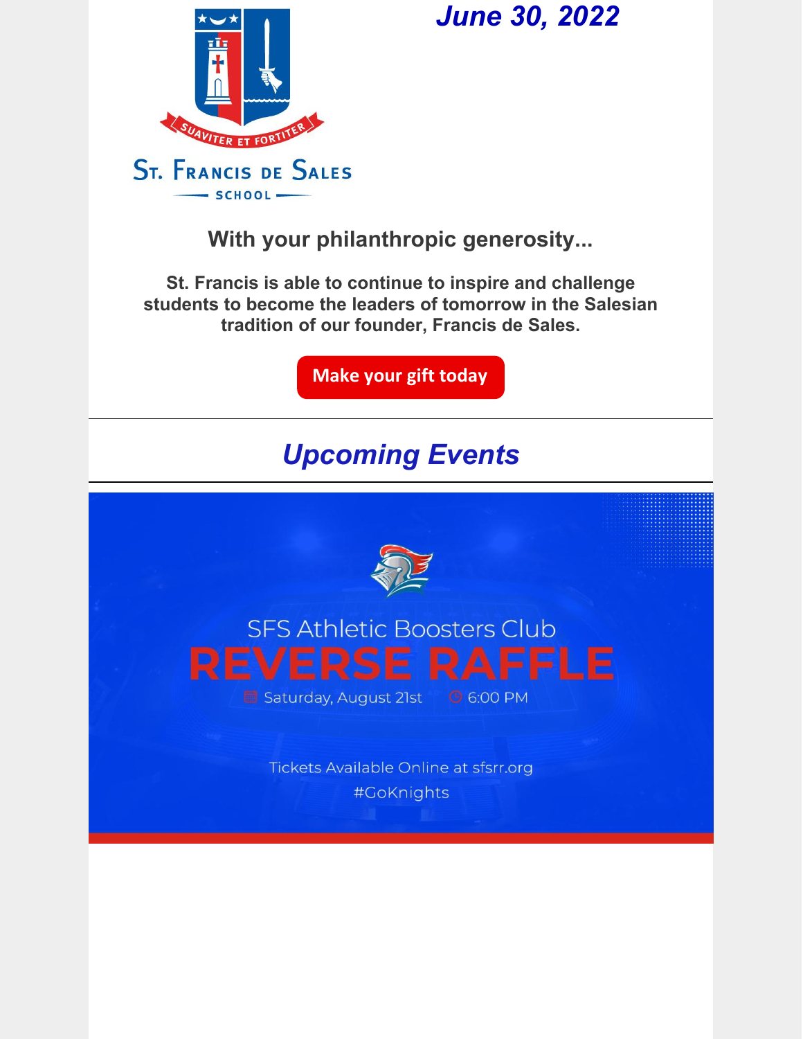*June 30, 2022*

ST. FRANCIS DE SALES

SCHOOL

SUAVITER ET FORTITER

## With your philanthropic generosity...

**St. Francis is able to continue to inspire and challenge students to become the leaders of tomorrow in the Salesian tradition of our founder, Francis de Sales.**

**Make your gift today**

---

## *Upcoming Events*

---

SFS Athletic Boosters Club

# REVERSE RAFFLE

Saturday, August 21st 6:00 PM

Tickets Available Online at sfsrr.org

#GoKnights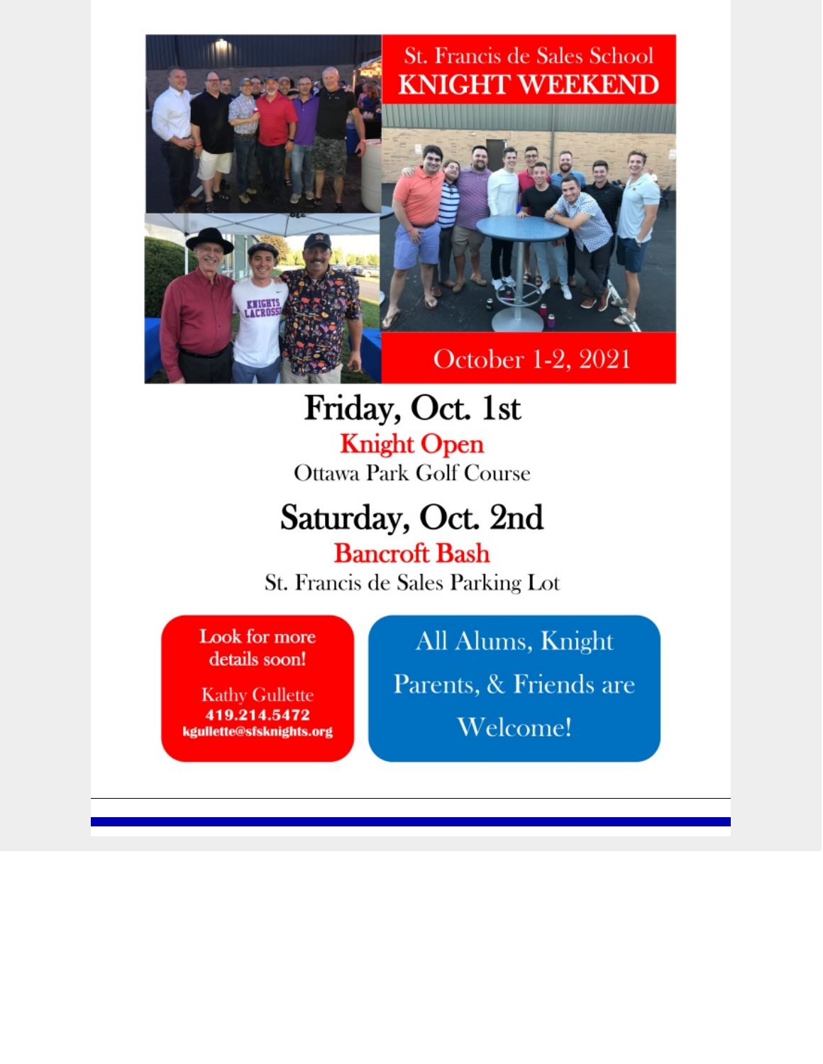St. Francis de Sales School

# KNIGHT WEEKEND

October 1-2, 2021

## Friday, Oct. 1st

### Knight Open

Ottawa Park Golf Course

## Saturday, Oct. 2nd

### Bancroft Bash

St. Francis de Sales Parking Lot

Look for more details soon!

Kathy Gullette
**419.214.5472**
**kgullette@sfsknights.org**

All Alums, Knight Parents, & Friends are Welcome!